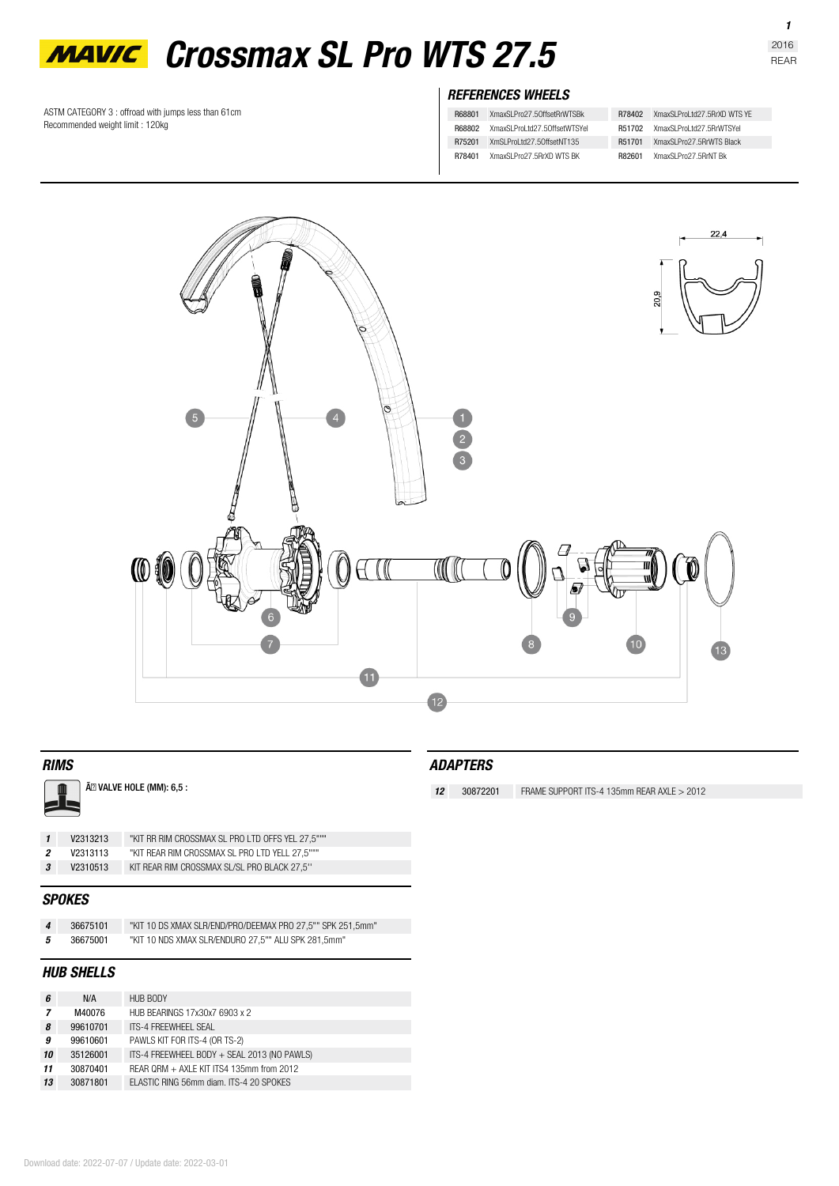# MAVIC Crossmax SL Pro WTS 27.5

2016
REAR

ASTM CATEGORY 3 : offroad with jumps less than 61cm
Recommended weight limit : 120kg

### REFERENCES WHEELS

| | | | |
|---|---|---|---|
| R68801 | XmaxSLPro27.5OffsetRrWTSBk | R78402 | XmaxSLProLtd27.5RrXD WTS YE |
| R68802 | XmaxSLProLtd27.5OffsetWTSYel | R51702 | XmaxSLProLtd27.5RrWTSYel |
| R75201 | XmSLProLtd27.5OffsetNT135 | R51701 | XmaxSLPro27.5RrWTS Black |
| R78401 | XmaxSLPro27.5RrXD WTS BK | R82601 | XmaxSLPro27.5RrNT Bk |

22,4
20,9

## RIMS

Ã VALVE HOLE (MM): 6,5 :

| | | |
|---|---|---|
| 1 | V2313213 | "KIT RR RIM CROSSMAX SL PRO LTD OFFS YEL 27,5""" |
| 2 | V2313113 | "KIT REAR RIM CROSSMAX SL PRO LTD YELL 27,5""" |
| 3 | V2310513 | KIT REAR RIM CROSSMAX SL/SL PRO BLACK 27,5'' |

## SPOKES

| | | |
|---|---|---|
| 4 | 36675101 | "KIT 10 DS XMAX SLR/END/PRO/DEEMAX PRO 27,5"" SPK 251,5mm" |
| 5 | 36675001 | "KIT 10 NDS XMAX SLR/ENDURO 27,5"" ALU SPK 281,5mm" |

## HUB SHELLS

| | | |
|---|---|---|
| 6 | N/A | HUB BODY |
| 7 | M40076 | HUB BEARINGS 17x30x7 6903 x 2 |
| 8 | 99610701 | ITS-4 FREEWHEEL SEAL |
| 9 | 99610601 | PAWLS KIT FOR ITS-4 (OR TS-2) |
| 10 | 35126001 | ITS-4 FREEWHEEL BODY + SEAL 2013 (NO PAWLS) |
| 11 | 30870401 | REAR QRM + AXLE KIT ITS4 135mm from 2012 |
| 13 | 30871801 | ELASTIC RING 56mm diam. ITS-4 20 SPOKES |

## ADAPTERS

| | | |
|---|---|---|
| 12 | 30872201 | FRAME SUPPORT ITS-4 135mm REAR AXLE > 2012 |

Download date: 2022-07-07 / Update date: 2022-03-01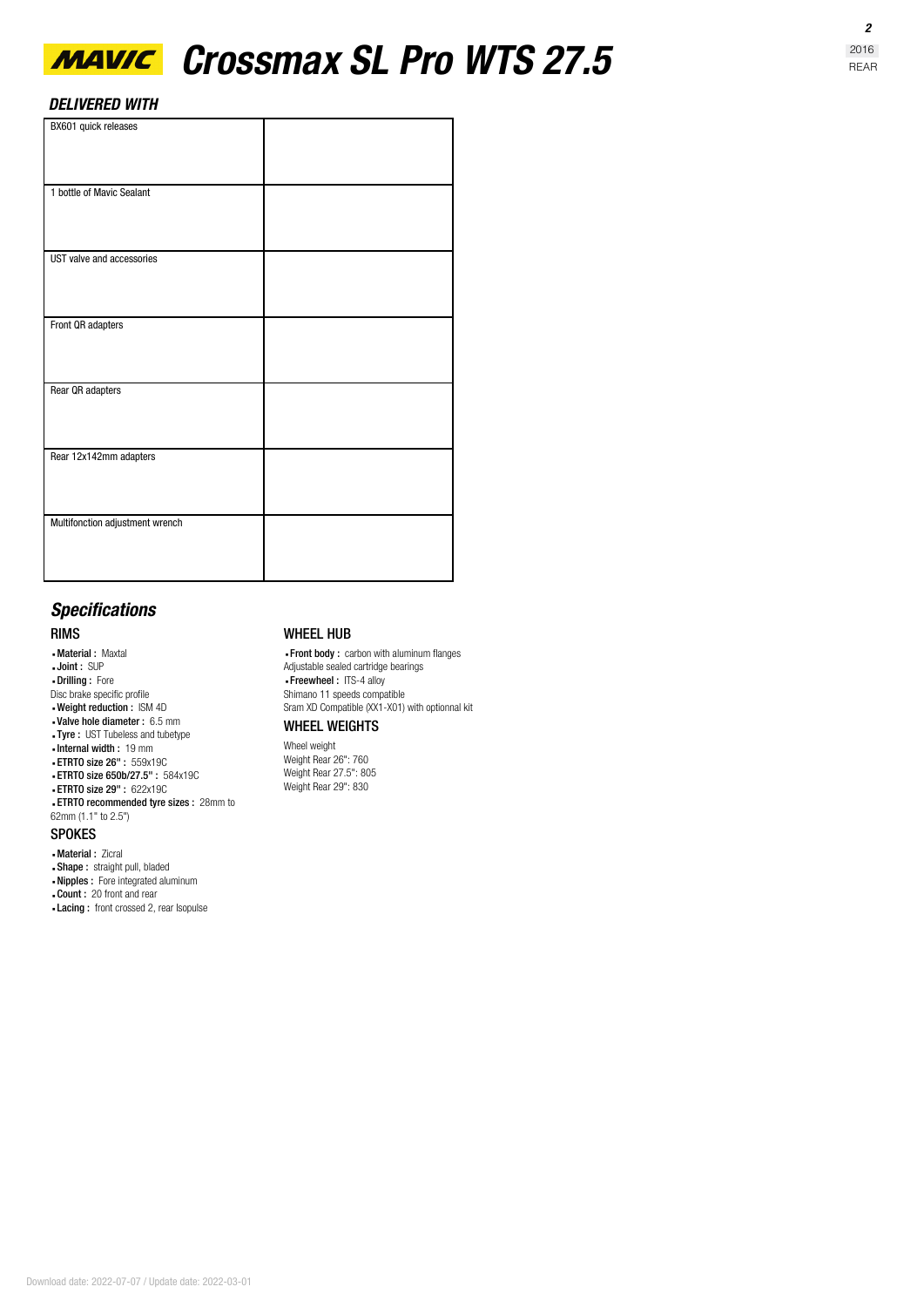# MAVIC Crossmax SL Pro WTS 27.5

2016
REAR

## DELIVERED WITH

| | |
|---|---|
| BX601 quick releases | |
| 1 bottle of Mavic Sealant | |
| UST valve and accessories | |
| Front QR adapters | |
| Rear QR adapters | |
| Rear 12x142mm adapters | |
| Multifonction adjustment wrench | |

## Specifications

### RIMS

- **Material :** Maxtal
- **Joint :** SUP
- **Drilling :** Fore

Disc brake specific profile

- **Weight reduction :** ISM 4D
- **Valve hole diameter :** 6.5 mm
- **Tyre :** UST Tubeless and tubetype
- **Internal width :** 19 mm
- **ETRTO size 26" :** 559x19C
- **ETRTO size 650b/27.5" :** 584x19C
- **ETRTO size 29" :** 622x19C
- **ETRTO recommended tyre sizes :** 28mm to 62mm (1.1" to 2.5")

### SPOKES

- **Material :** Zicral
- **Shape :** straight pull, bladed
- **Nipples :** Fore integrated aluminum
- **Count :** 20 front and rear
- **Lacing :** front crossed 2, rear Isopulse

### WHEEL HUB

- **Front body :** carbon with aluminum flanges

Adjustable sealed cartridge bearings

- **Freewheel :** ITS-4 alloy

Shimano 11 speeds compatible
Sram XD Compatible (XX1-X01) with optionnal kit

### WHEEL WEIGHTS

Wheel weight
Weight Rear 26": 760
Weight Rear 27.5": 805
Weight Rear 29": 830